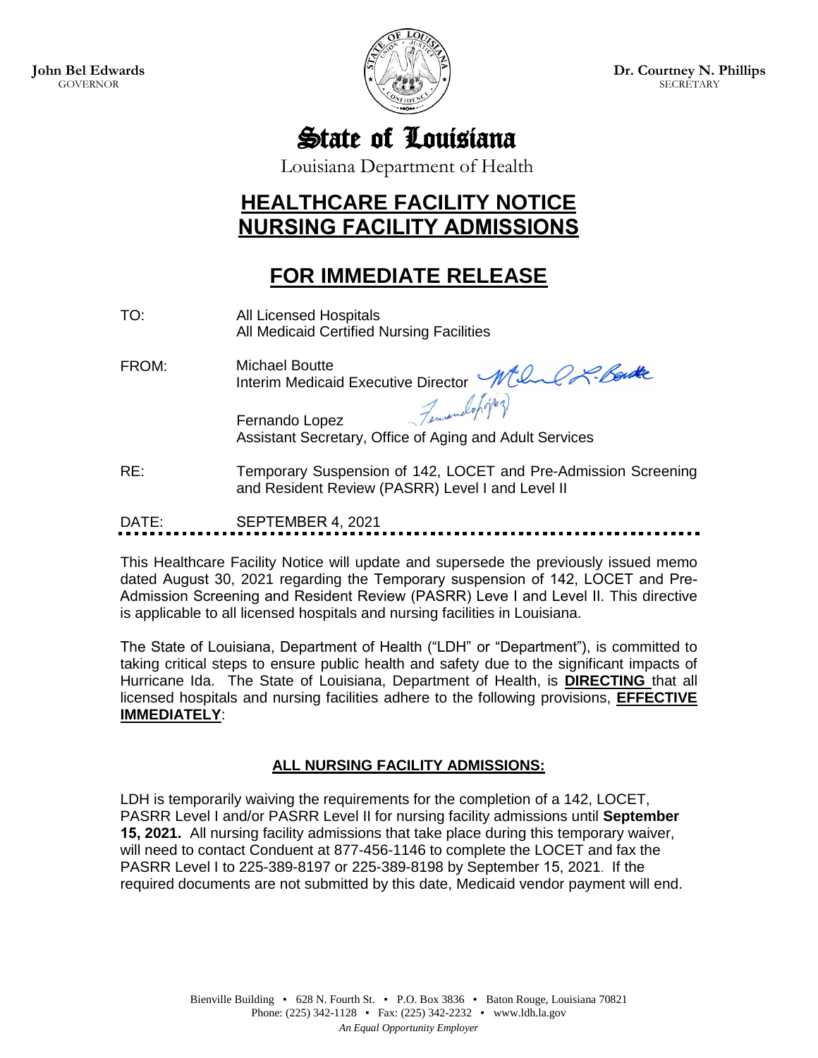John Bel Edwards
GOVERNOR

Dr. Courtney N. Phillips
SECRETARY

# State of Louisiana

Louisiana Department of Health

## HEALTHCARE FACILITY NOTICE NURSING FACILITY ADMISSIONS

## FOR IMMEDIATE RELEASE

TO: All Licensed Hospitals
All Medicaid Certified Nursing Facilities

FROM: Michael Boutte
Interim Medicaid Executive Director

Fernando Lopez
Assistant Secretary, Office of Aging and Adult Services

RE: Temporary Suspension of 142, LOCET and Pre-Admission Screening and Resident Review (PASRR) Level I and Level II

DATE: SEPTEMBER 4, 2021

This Healthcare Facility Notice will update and supersede the previously issued memo dated August 30, 2021 regarding the Temporary suspension of 142, LOCET and Pre-Admission Screening and Resident Review (PASRR) Leve I and Level II. This directive is applicable to all licensed hospitals and nursing facilities in Louisiana.

The State of Louisiana, Department of Health ("LDH" or "Department"), is committed to taking critical steps to ensure public health and safety due to the significant impacts of Hurricane Ida. The State of Louisiana, Department of Health, is **DIRECTING** that all licensed hospitals and nursing facilities adhere to the following provisions, **EFFECTIVE IMMEDIATELY**:

### ALL NURSING FACILITY ADMISSIONS:

LDH is temporarily waiving the requirements for the completion of a 142, LOCET, PASRR Level I and/or PASRR Level II for nursing facility admissions until **September 15, 2021.** All nursing facility admissions that take place during this temporary waiver, will need to contact Conduent at 877-456-1146 to complete the LOCET and fax the PASRR Level I to 225-389-8197 or 225-389-8198 by September 15, 2021. If the required documents are not submitted by this date, Medicaid vendor payment will end.

Bienville Building ▪ 628 N. Fourth St. ▪ P.O. Box 3836 ▪ Baton Rouge, Louisiana 70821
Phone: (225) 342-1128 ▪ Fax: (225) 342-2232 ▪ www.ldh.la.gov
*An Equal Opportunity Employer*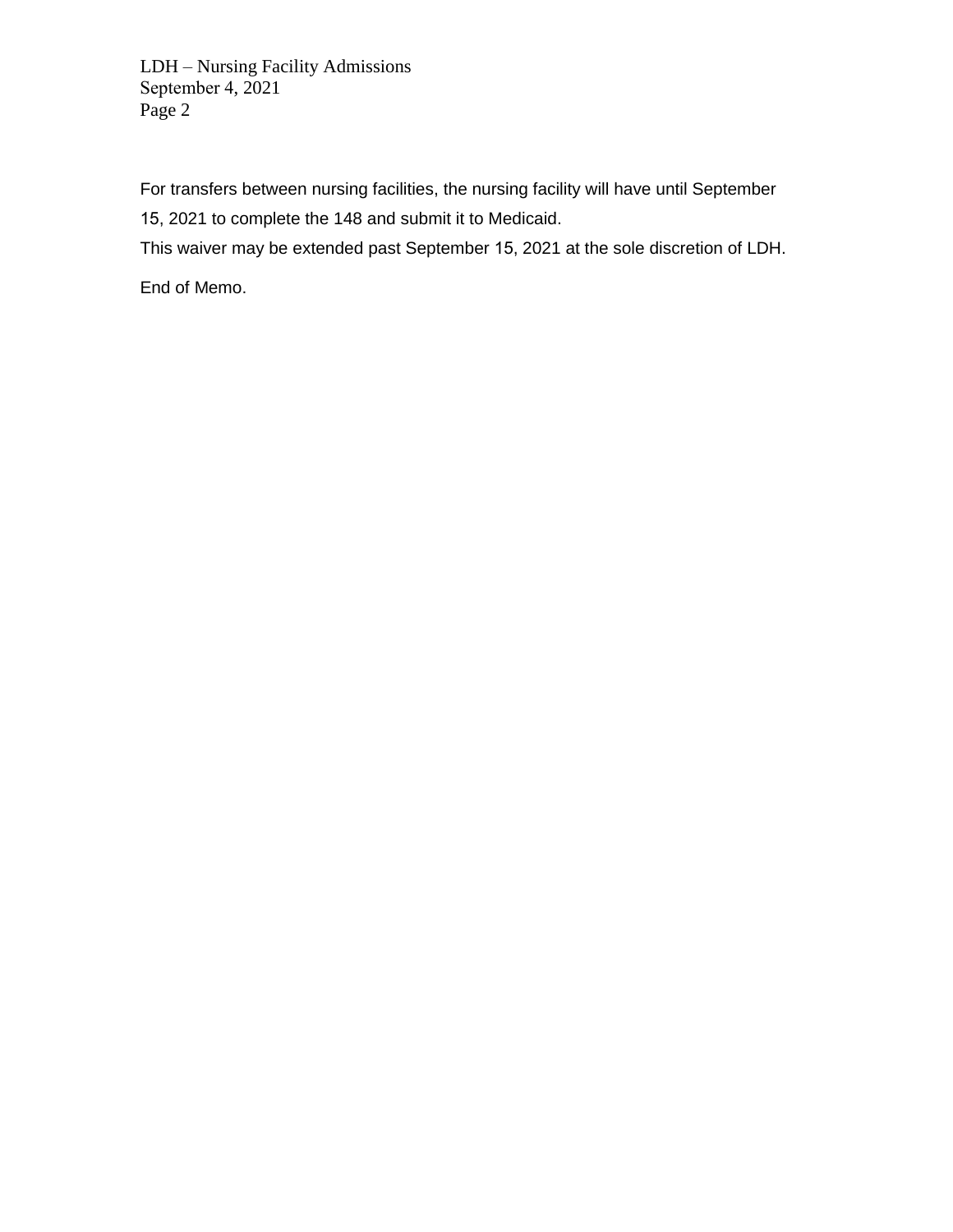For transfers between nursing facilities, the nursing facility will have until September 15, 2021 to complete the 148 and submit it to Medicaid.

This waiver may be extended past September 15, 2021 at the sole discretion of LDH.

End of Memo.